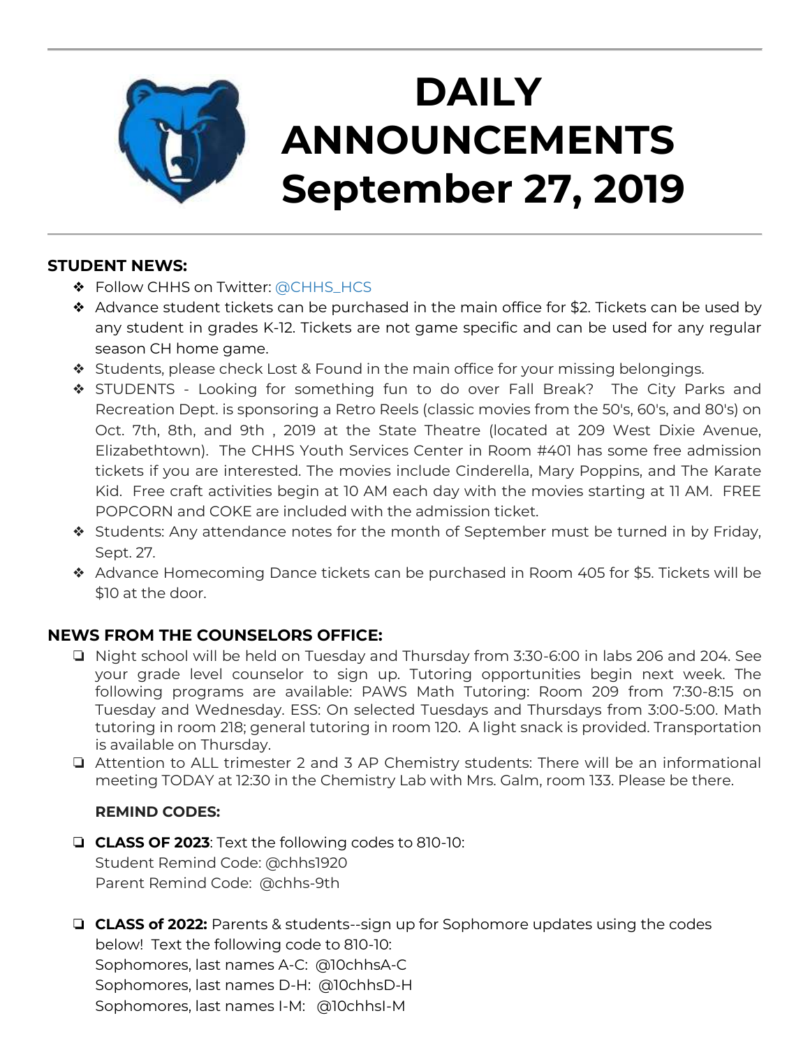# DAILY ANNOUNCEMENTS September 27, 2019

## STUDENT NEWS:

- Follow CHHS on Twitter: @CHHS_HCS
- Advance student tickets can be purchased in the main office for $2. Tickets can be used by any student in grades K-12. Tickets are not game specific and can be used for any regular season CH home game.
- Students, please check Lost & Found in the main office for your missing belongings.
- STUDENTS - Looking for something fun to do over Fall Break? The City Parks and Recreation Dept. is sponsoring a Retro Reels (classic movies from the 50's, 60's, and 80's) on Oct. 7th, 8th, and 9th , 2019 at the State Theatre (located at 209 West Dixie Avenue, Elizabethtown). The CHHS Youth Services Center in Room #401 has some free admission tickets if you are interested. The movies include Cinderella, Mary Poppins, and The Karate Kid. Free craft activities begin at 10 AM each day with the movies starting at 11 AM. FREE POPCORN and COKE are included with the admission ticket.
- Students: Any attendance notes for the month of September must be turned in by Friday, Sept. 27.
- Advance Homecoming Dance tickets can be purchased in Room 405 for $5. Tickets will be $10 at the door.

## NEWS FROM THE COUNSELORS OFFICE:

- Night school will be held on Tuesday and Thursday from 3:30-6:00 in labs 206 and 204. See your grade level counselor to sign up. Tutoring opportunities begin next week. The following programs are available: PAWS Math Tutoring: Room 209 from 7:30-8:15 on Tuesday and Wednesday. ESS: On selected Tuesdays and Thursdays from 3:00-5:00. Math tutoring in room 218; general tutoring in room 120. A light snack is provided. Transportation is available on Thursday.
- Attention to ALL trimester 2 and 3 AP Chemistry students: There will be an informational meeting TODAY at 12:30 in the Chemistry Lab with Mrs. Galm, room 133. Please be there.

**REMIND CODES:**

- **CLASS OF 2023**: Text the following codes to 810-10:
  Student Remind Code: @chhs1920
  Parent Remind Code: @chhs-9th

- **CLASS of 2022:** Parents & students--sign up for Sophomore updates using the codes below! Text the following code to 810-10:
  Sophomores, last names A-C: @10chhsA-C
  Sophomores, last names D-H: @10chhsD-H
  Sophomores, last names I-M: @10chhsI-M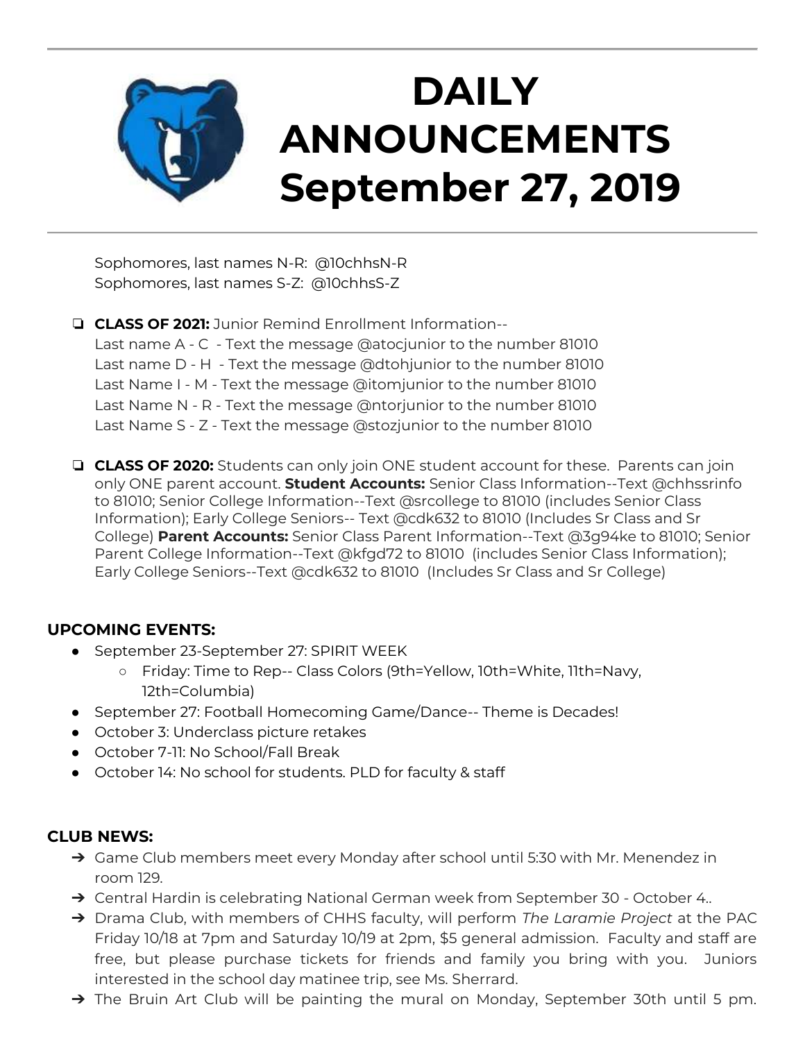# DAILY ANNOUNCEMENTS September 27, 2019

Sophomores, last names N-R: @10chhsN-R
Sophomores, last names S-Z: @10chhsS-Z

- **CLASS OF 2021:** Junior Remind Enrollment Information--
  Last name A - C - Text the message @atocjunior to the number 81010
  Last name D - H - Text the message @dtohjunior to the number 81010
  Last Name I - M - Text the message @itomjunior to the number 81010
  Last Name N - R - Text the message @ntorjunior to the number 81010
  Last Name S - Z - Text the message @stozjunior to the number 81010

- **CLASS OF 2020:** Students can only join ONE student account for these. Parents can join only ONE parent account. **Student Accounts:** Senior Class Information--Text @chhssrinfo to 81010; Senior College Information--Text @srcollege to 81010 (includes Senior Class Information); Early College Seniors-- Text @cdk632 to 81010 (Includes Sr Class and Sr College) **Parent Accounts:** Senior Class Parent Information--Text @3g94ke to 81010; Senior Parent College Information--Text @kfgd72 to 81010 (includes Senior Class Information); Early College Seniors--Text @cdk632 to 81010 (Includes Sr Class and Sr College)

## UPCOMING EVENTS:

- September 23-September 27: SPIRIT WEEK
  - Friday: Time to Rep-- Class Colors (9th=Yellow, 10th=White, 11th=Navy, 12th=Columbia)
- September 27: Football Homecoming Game/Dance-- Theme is Decades!
- October 3: Underclass picture retakes
- October 7-11: No School/Fall Break
- October 14: No school for students. PLD for faculty & staff

## CLUB NEWS:

- Game Club members meet every Monday after school until 5:30 with Mr. Menendez in room 129.
- Central Hardin is celebrating National German week from September 30 - October 4..
- Drama Club, with members of CHHS faculty, will perform *The Laramie Project* at the PAC Friday 10/18 at 7pm and Saturday 10/19 at 2pm, $5 general admission. Faculty and staff are free, but please purchase tickets for friends and family you bring with you. Juniors interested in the school day matinee trip, see Ms. Sherrard.
- The Bruin Art Club will be painting the mural on Monday, September 30th until 5 pm.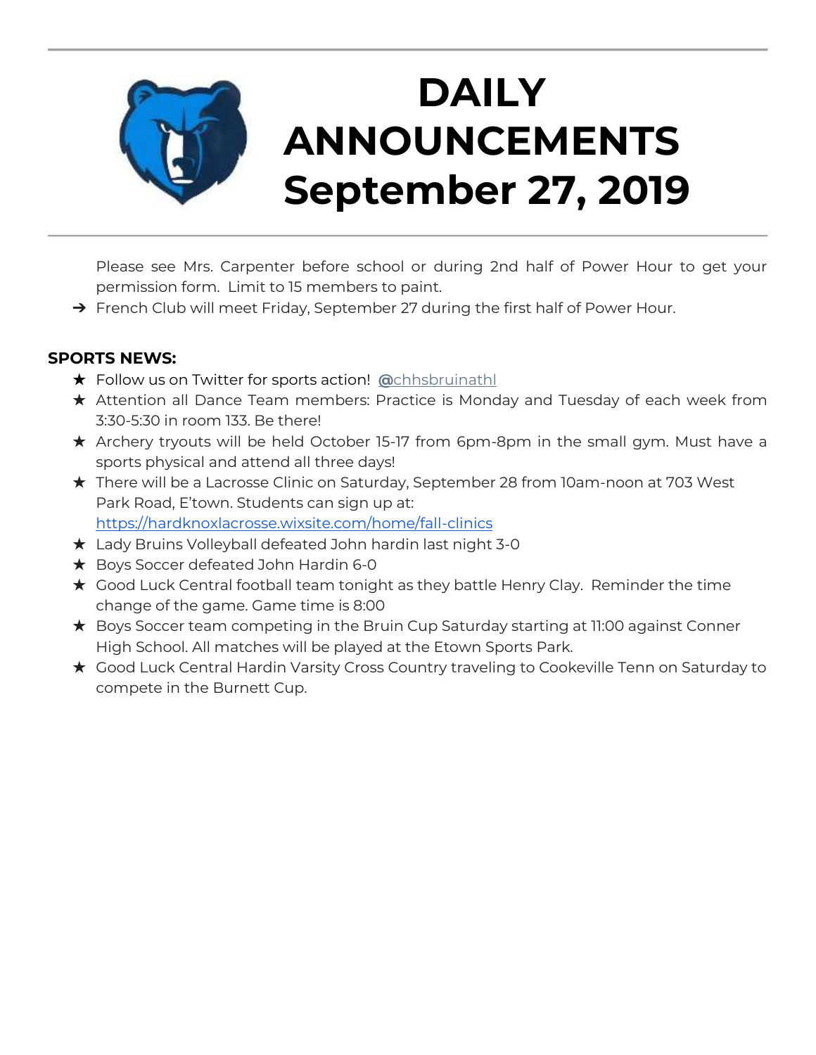# DAILY ANNOUNCEMENTS September 27, 2019

Please see Mrs. Carpenter before school or during 2nd half of Power Hour to get your permission form.  Limit to 15 members to paint.

- French Club will meet Friday, September 27 during the first half of Power Hour.

**SPORTS NEWS:**

- Follow us on Twitter for sports action!  @chhsbruinathl
- Attention all Dance Team members: Practice is Monday and Tuesday of each week from 3:30-5:30 in room 133. Be there!
- Archery tryouts will be held October 15-17 from 6pm-8pm in the small gym. Must have a sports physical and attend all three days!
- There will be a Lacrosse Clinic on Saturday, September 28 from 10am-noon at 703 West Park Road, E'town. Students can sign up at: https://hardknoxlacrosse.wixsite.com/home/fall-clinics
- Lady Bruins Volleyball defeated John hardin last night 3-0
- Boys Soccer defeated John Hardin 6-0
- Good Luck Central football team tonight as they battle Henry Clay.  Reminder the time change of the game. Game time is 8:00
- Boys Soccer team competing in the Bruin Cup Saturday starting at 11:00 against Conner High School. All matches will be played at the Etown Sports Park.
- Good Luck Central Hardin Varsity Cross Country traveling to Cookeville Tenn on Saturday to compete in the Burnett Cup.